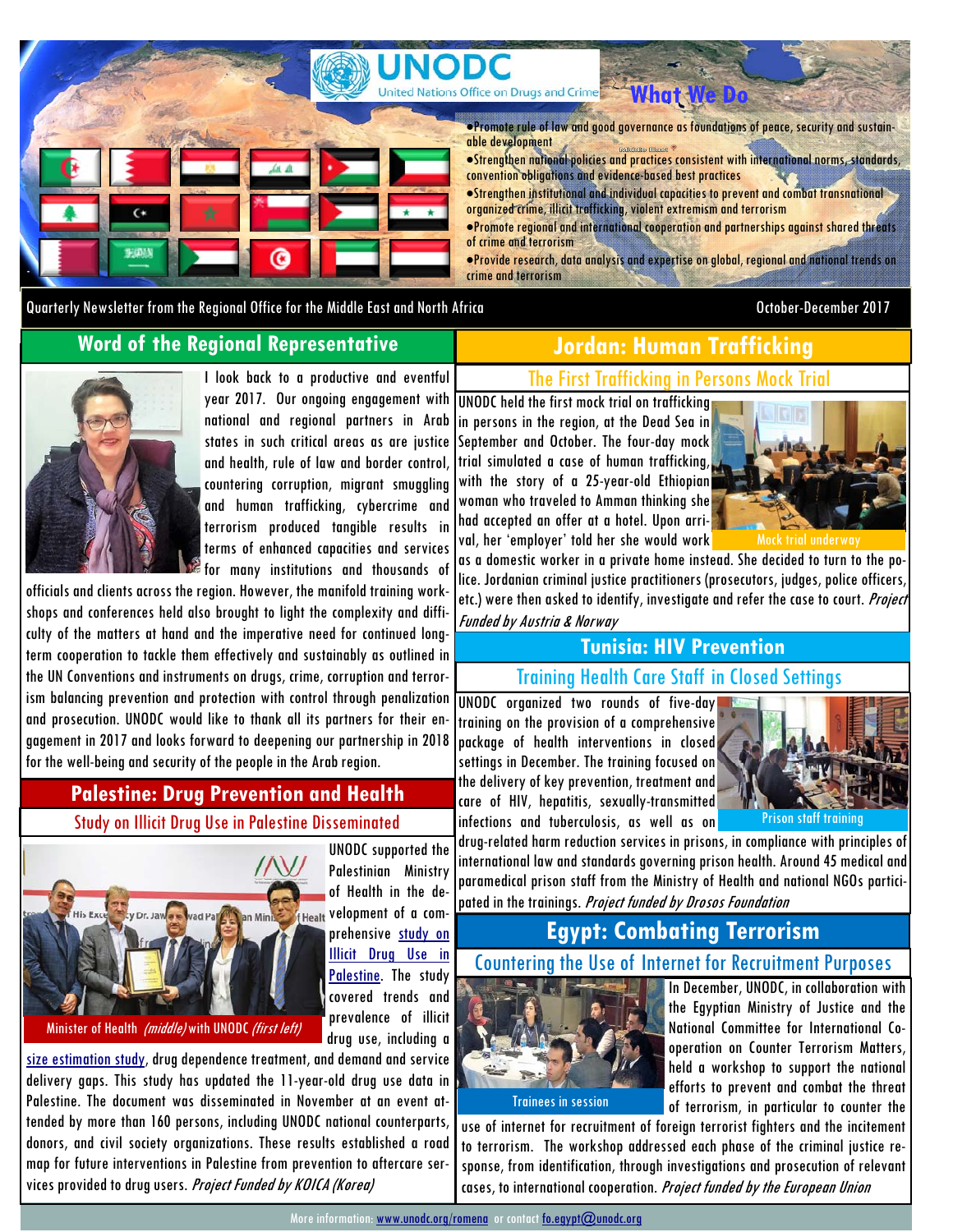# UNODC

United Nations Office on Drugs and Crime

## What We Do

- Promote rule of law and good governance as foundations of peace, security and sustainable development
- Strengthen national policies and practices consistent with international norms, standards, convention obligations and evidence-based best practices
- Strengthen institutional and individual capacities to prevent and combat transnational organized crime, illicit trafficking, violent extremism and terrorism
- Promote regional and international cooperation and partnerships against shared threats of crime and terrorism
- Provide research, data analysis and expertise on global, regional and national trends on crime and terrorism

Quarterly Newsletter from the Regional Office for the Middle East and North Africa — October-December 2017

## Word of the Regional Representative

I look back to a productive and eventful year 2017. Our ongoing engagement with national and regional partners in Arab states in such critical areas as are justice and health, rule of law and border control, countering corruption, migrant smuggling and human trafficking, cybercrime and terrorism produced tangible results in terms of enhanced capacities and services for many institutions and thousands of officials and clients across the region. However, the manifold training workshops and conferences held also brought to light the complexity and difficulty of the matters at hand and the imperative need for continued long-term cooperation to tackle them effectively and sustainably as outlined in the UN Conventions and instruments on drugs, crime, corruption and terrorism balancing prevention and protection with control through penalization and prosecution. UNODC would like to thank all its partners for their engagement in 2017 and looks forward to deepening our partnership in 2018 for the well-being and security of the people in the Arab region.

## Palestine: Drug Prevention and Health

### Study on Illicit Drug Use in Palestine Disseminated

Minister of Health *(middle)* with UNODC *(first left)*

UNODC supported the Palestinian Ministry of Health in the development of a comprehensive study on Illicit Drug Use in Palestine. The study covered trends and prevalence of illicit drug use, including a size estimation study, drug dependence treatment, and demand and service delivery gaps. This study has updated the 11-year-old drug use data in Palestine. The document was disseminated in November at an event attended by more than 160 persons, including UNODC national counterparts, donors, and civil society organizations. These results established a road map for future interventions in Palestine from prevention to aftercare services provided to drug users. *Project Funded by KOICA (Korea)*

## Jordan: Human Trafficking

### The First Trafficking in Persons Mock Trial

Mock trial underway

UNODC held the first mock trial on trafficking in persons in the region, at the Dead Sea in September and October. The four-day mock trial simulated a case of human trafficking, with the story of a 25-year-old Ethiopian woman who traveled to Amman thinking she had accepted an offer at a hotel. Upon arrival, her 'employer' told her she would work as a domestic worker in a private home instead. She decided to turn to the police. Jordanian criminal justice practitioners (prosecutors, judges, police officers, etc.) were then asked to identify, investigate and refer the case to court. *Project Funded by Austria & Norway*

## Tunisia: HIV Prevention

### Training Health Care Staff in Closed Settings

Prison staff training

UNODC organized two rounds of five-day training on the provision of a comprehensive package of health interventions in closed settings in December. The training focused on the delivery of key prevention, treatment and care of HIV, hepatitis, sexually-transmitted infections and tuberculosis, as well as on drug-related harm reduction services in prisons, in compliance with principles of international law and standards governing prison health. Around 45 medical and paramedical prison staff from the Ministry of Health and national NGOs participated in the trainings. *Project funded by Drosos Foundation*

## Egypt: Combating Terrorism

### Countering the Use of Internet for Recruitment Purposes

Trainees in session

In December, UNODC, in collaboration with the Egyptian Ministry of Justice and the National Committee for International Cooperation on Counter Terrorism Matters, held a workshop to support the national efforts to prevent and combat the threat of terrorism, in particular to counter the use of internet for recruitment of foreign terrorist fighters and the incitement to terrorism. The workshop addressed each phase of the criminal justice response, from identification, through investigations and prosecution of relevant cases, to international cooperation. *Project funded by the European Union*

More information: www.unodc.org/romena or contact fo.egypt@unodc.org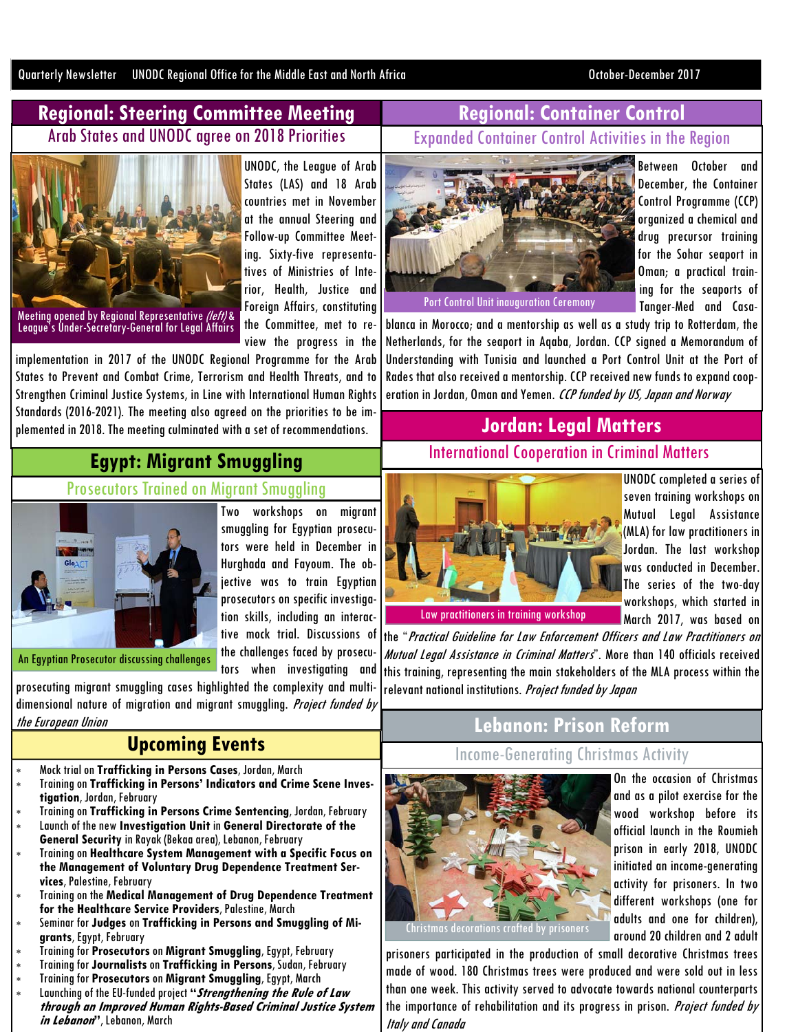## Regional: Steering Committee Meeting

### Arab States and UNODC agree on 2018 Priorities

Meeting opened by Regional Representative *(left)* & League's Under-Secretary-General for Legal Affairs

UNODC, the League of Arab States (LAS) and 18 Arab countries met in November at the annual Steering and Follow-up Committee Meeting. Sixty-five representatives of Ministries of Interior, Health, Justice and Foreign Affairs, constituting the Committee, met to review the progress in the implementation in 2017 of the UNODC Regional Programme for the Arab States to Prevent and Combat Crime, Terrorism and Health Threats, and to Strengthen Criminal Justice Systems, in Line with International Human Rights Standards (2016-2021). The meeting also agreed on the priorities to be implemented in 2018. The meeting culminated with a set of recommendations.

## Egypt: Migrant Smuggling

### Prosecutors Trained on Migrant Smuggling

An Egyptian Prosecutor discussing challenges

Two workshops on migrant smuggling for Egyptian prosecutors were held in December in Hurghada and Fayoum. The objective was to train Egyptian prosecutors on specific investigation skills, including an interactive mock trial. Discussions of the challenges faced by prosecutors when investigating and prosecuting migrant smuggling cases highlighted the complexity and multi-dimensional nature of migration and migrant smuggling. *Project funded by the European Union*

## Upcoming Events

- Mock trial on **Trafficking in Persons Cases**, Jordan, March
- Training on **Trafficking in Persons' Indicators and Crime Scene Investigation**, Jordan, February
- Training on **Trafficking in Persons Crime Sentencing**, Jordan, February
- Launch of the new **Investigation Unit** in **General Directorate of the General Security** in Rayak (Bekaa area), Lebanon, February
- Training on **Healthcare System Management with a Specific Focus on the Management of Voluntary Drug Dependence Treatment Services**, Palestine, February
- Training on the **Medical Management of Drug Dependence Treatment for the Healthcare Service Providers**, Palestine, March
- Seminar for **Judges** on **Trafficking in Persons and Smuggling of Migrants**, Egypt, February
- Training for **Prosecutors** on **Migrant Smuggling**, Egypt, February
- Training for **Journalists** on **Trafficking in Persons**, Sudan, February
- Training for **Prosecutors** on **Migrant Smuggling**, Egypt, March
- Launching of the EU-funded project **"*Strengthening the Rule of Law through an Improved Human Rights-Based Criminal Justice System in Lebanon*"**, Lebanon, March

## Regional: Container Control

### Expanded Container Control Activities in the Region

Port Control Unit inauguration Ceremony

Between October and December, the Container Control Programme (CCP) organized a chemical and drug precursor training for the Sohar seaport in Oman; a practical training for the seaports of Tanger-Med and Casablanca in Morocco; and a mentorship as well as a study trip to Rotterdam, the Netherlands, for the seaport in Aqaba, Jordan. CCP signed a Memorandum of Understanding with Tunisia and launched a Port Control Unit at the Port of Rades that also received a mentorship. CCP received new funds to expand cooperation in Jordan, Oman and Yemen. *CCP funded by US, Japan and Norway*

## Jordan: Legal Matters

### International Cooperation in Criminal Matters

Law practitioners in training workshop

UNODC completed a series of seven training workshops on Mutual Legal Assistance (MLA) for law practitioners in Jordan. The last workshop was conducted in December. The series of the two-day workshops, which started in March 2017, was based on the "*Practical Guideline for Law Enforcement Officers and Law Practitioners on Mutual Legal Assistance in Criminal Matters*". More than 140 officials received this training, representing the main stakeholders of the MLA process within the relevant national institutions. *Project funded by Japan*

## Lebanon: Prison Reform

### Income-Generating Christmas Activity

Christmas decorations crafted by prisoners

On the occasion of Christmas and as a pilot exercise for the wood workshop before its official launch in the Roumieh prison in early 2018, UNODC initiated an income-generating activity for prisoners. In two different workshops (one for adults and one for children), around 20 children and 2 adult prisoners participated in the production of small decorative Christmas trees made of wood. 180 Christmas trees were produced and were sold out in less than one week. This activity served to advocate towards national counterparts the importance of rehabilitation and its progress in prison. *Project funded by Italy and Canada*